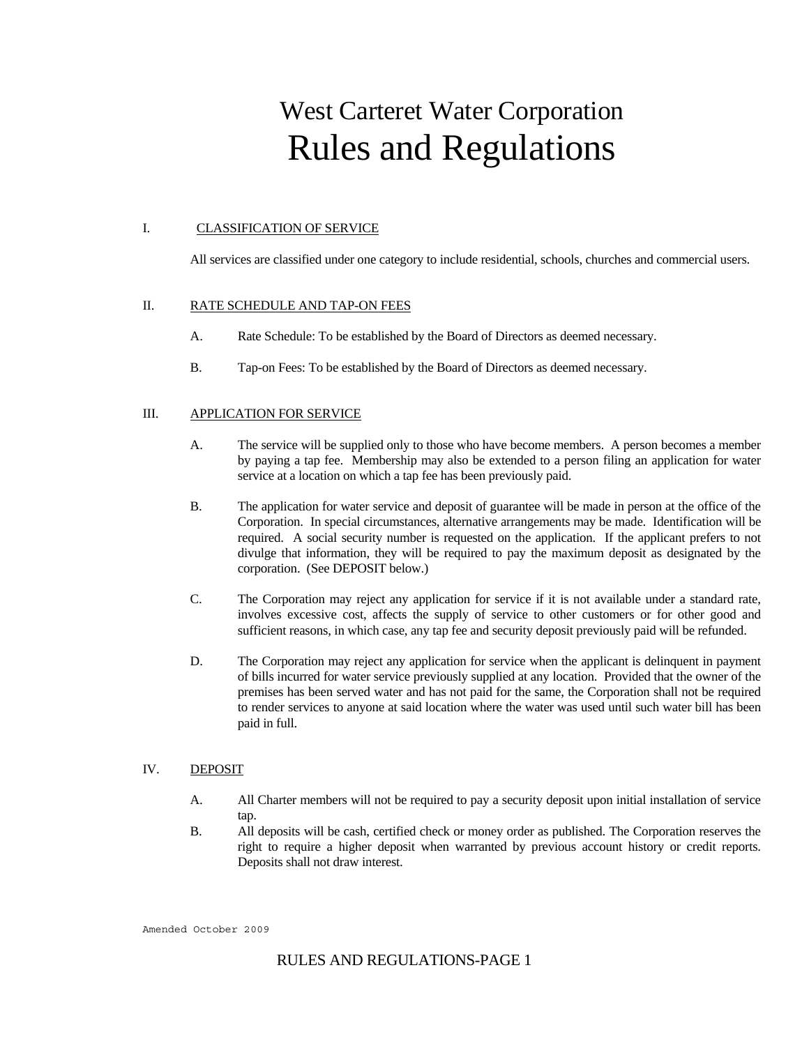# West Carteret Water Corporation
# Rules and Regulations

## I. CLASSIFICATION OF SERVICE

All services are classified under one category to include residential, schools, churches and commercial users.

## II. RATE SCHEDULE AND TAP-ON FEES

A. Rate Schedule: To be established by the Board of Directors as deemed necessary.

B. Tap-on Fees: To be established by the Board of Directors as deemed necessary.

## III. APPLICATION FOR SERVICE

A. The service will be supplied only to those who have become members. A person becomes a member by paying a tap fee. Membership may also be extended to a person filing an application for water service at a location on which a tap fee has been previously paid.

B. The application for water service and deposit of guarantee will be made in person at the office of the Corporation. In special circumstances, alternative arrangements may be made. Identification will be required. A social security number is requested on the application. If the applicant prefers to not divulge that information, they will be required to pay the maximum deposit as designated by the corporation. (See DEPOSIT below.)

C. The Corporation may reject any application for service if it is not available under a standard rate, involves excessive cost, affects the supply of service to other customers or for other good and sufficient reasons, in which case, any tap fee and security deposit previously paid will be refunded.

D. The Corporation may reject any application for service when the applicant is delinquent in payment of bills incurred for water service previously supplied at any location. Provided that the owner of the premises has been served water and has not paid for the same, the Corporation shall not be required to render services to anyone at said location where the water was used until such water bill has been paid in full.

## IV. DEPOSIT

A. All Charter members will not be required to pay a security deposit upon initial installation of service tap.

B. All deposits will be cash, certified check or money order as published. The Corporation reserves the right to require a higher deposit when warranted by previous account history or credit reports. Deposits shall not draw interest.

Amended October 2009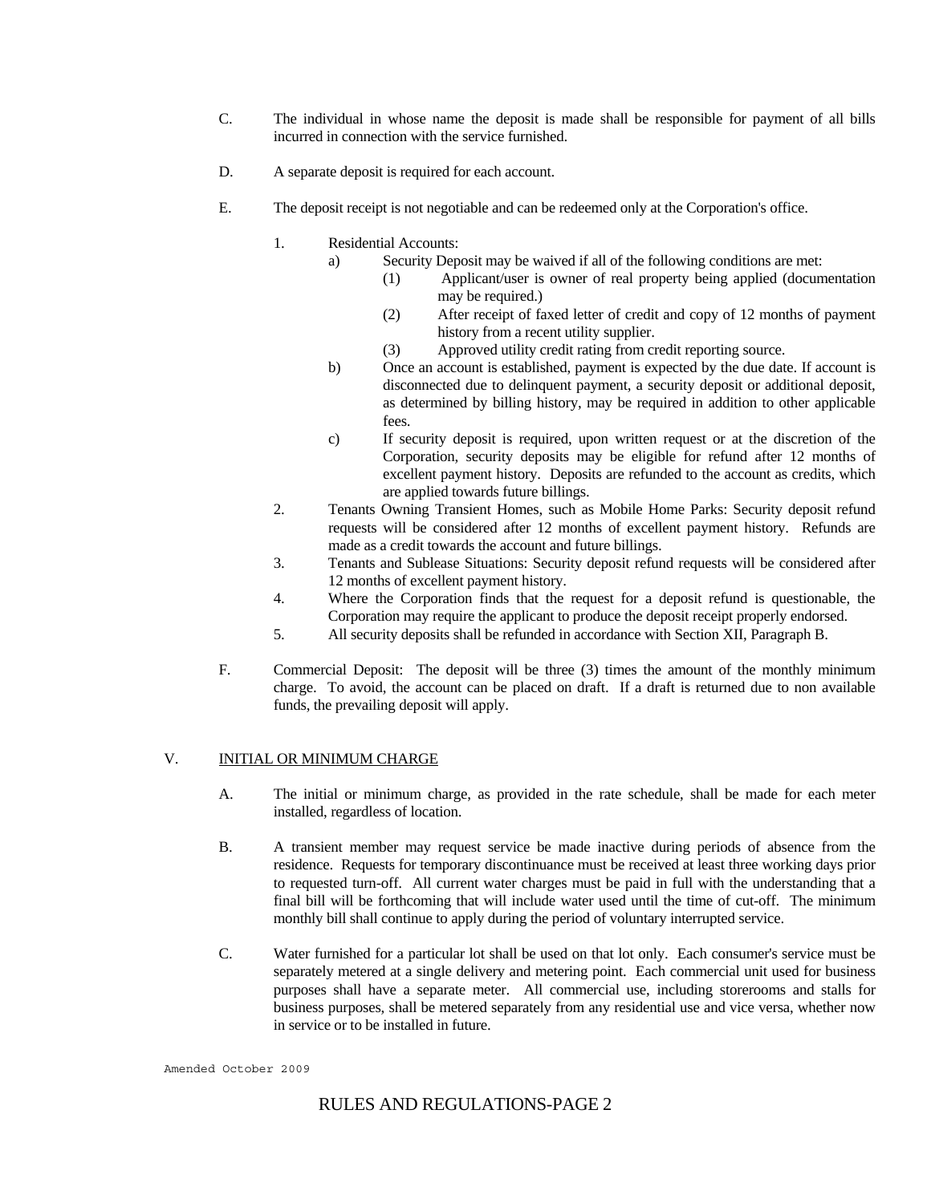C. The individual in whose name the deposit is made shall be responsible for payment of all bills incurred in connection with the service furnished.

D. A separate deposit is required for each account.

E. The deposit receipt is not negotiable and can be redeemed only at the Corporation's office.

1. Residential Accounts:
    - a) Security Deposit may be waived if all of the following conditions are met:
        - (1) Applicant/user is owner of real property being applied (documentation may be required.)
        - (2) After receipt of faxed letter of credit and copy of 12 months of payment history from a recent utility supplier.
        - (3) Approved utility credit rating from credit reporting source.
    - b) Once an account is established, payment is expected by the due date. If account is disconnected due to delinquent payment, a security deposit or additional deposit, as determined by billing history, may be required in addition to other applicable fees.
    - c) If security deposit is required, upon written request or at the discretion of the Corporation, security deposits may be eligible for refund after 12 months of excellent payment history. Deposits are refunded to the account as credits, which are applied towards future billings.
2. Tenants Owning Transient Homes, such as Mobile Home Parks: Security deposit refund requests will be considered after 12 months of excellent payment history. Refunds are made as a credit towards the account and future billings.
3. Tenants and Sublease Situations: Security deposit refund requests will be considered after 12 months of excellent payment history.
4. Where the Corporation finds that the request for a deposit refund is questionable, the Corporation may require the applicant to produce the deposit receipt properly endorsed.
5. All security deposits shall be refunded in accordance with Section XII, Paragraph B.

F. Commercial Deposit: The deposit will be three (3) times the amount of the monthly minimum charge. To avoid, the account can be placed on draft. If a draft is returned due to non available funds, the prevailing deposit will apply.

## V. INITIAL OR MINIMUM CHARGE

A. The initial or minimum charge, as provided in the rate schedule, shall be made for each meter installed, regardless of location.

B. A transient member may request service be made inactive during periods of absence from the residence. Requests for temporary discontinuance must be received at least three working days prior to requested turn-off. All current water charges must be paid in full with the understanding that a final bill will be forthcoming that will include water used until the time of cut-off. The minimum monthly bill shall continue to apply during the period of voluntary interrupted service.

C. Water furnished for a particular lot shall be used on that lot only. Each consumer's service must be separately metered at a single delivery and metering point. Each commercial unit used for business purposes shall have a separate meter. All commercial use, including storerooms and stalls for business purposes, shall be metered separately from any residential use and vice versa, whether now in service or to be installed in future.

Amended October 2009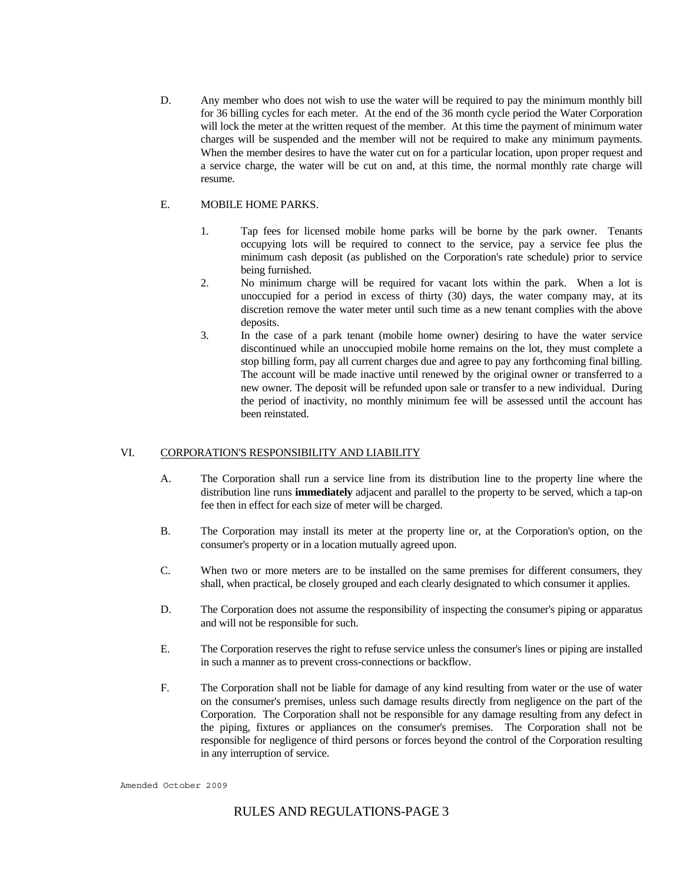D. Any member who does not wish to use the water will be required to pay the minimum monthly bill for 36 billing cycles for each meter. At the end of the 36 month cycle period the Water Corporation will lock the meter at the written request of the member. At this time the payment of minimum water charges will be suspended and the member will not be required to make any minimum payments. When the member desires to have the water cut on for a particular location, upon proper request and a service charge, the water will be cut on and, at this time, the normal monthly rate charge will resume.

E. MOBILE HOME PARKS.

1. Tap fees for licensed mobile home parks will be borne by the park owner. Tenants occupying lots will be required to connect to the service, pay a service fee plus the minimum cash deposit (as published on the Corporation's rate schedule) prior to service being furnished.
2. No minimum charge will be required for vacant lots within the park. When a lot is unoccupied for a period in excess of thirty (30) days, the water company may, at its discretion remove the water meter until such time as a new tenant complies with the above deposits.
3. In the case of a park tenant (mobile home owner) desiring to have the water service discontinued while an unoccupied mobile home remains on the lot, they must complete a stop billing form, pay all current charges due and agree to pay any forthcoming final billing. The account will be made inactive until renewed by the original owner or transferred to a new owner. The deposit will be refunded upon sale or transfer to a new individual. During the period of inactivity, no monthly minimum fee will be assessed until the account has been reinstated.

## VI. CORPORATION'S RESPONSIBILITY AND LIABILITY

A. The Corporation shall run a service line from its distribution line to the property line where the distribution line runs **immediately** adjacent and parallel to the property to be served, which a tap-on fee then in effect for each size of meter will be charged.

B. The Corporation may install its meter at the property line or, at the Corporation's option, on the consumer's property or in a location mutually agreed upon.

C. When two or more meters are to be installed on the same premises for different consumers, they shall, when practical, be closely grouped and each clearly designated to which consumer it applies.

D. The Corporation does not assume the responsibility of inspecting the consumer's piping or apparatus and will not be responsible for such.

E. The Corporation reserves the right to refuse service unless the consumer's lines or piping are installed in such a manner as to prevent cross-connections or backflow.

F. The Corporation shall not be liable for damage of any kind resulting from water or the use of water on the consumer's premises, unless such damage results directly from negligence on the part of the Corporation. The Corporation shall not be responsible for any damage resulting from any defect in the piping, fixtures or appliances on the consumer's premises. The Corporation shall not be responsible for negligence of third persons or forces beyond the control of the Corporation resulting in any interruption of service.

Amended October 2009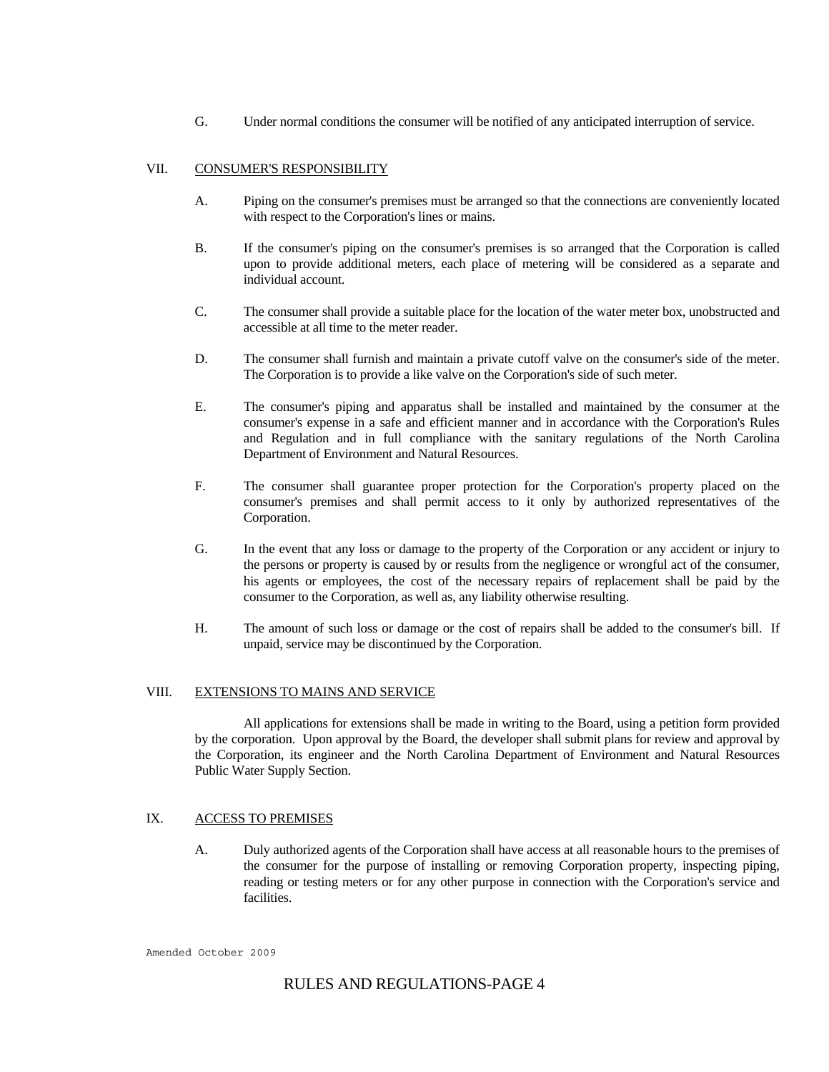G. Under normal conditions the consumer will be notified of any anticipated interruption of service.

## VII. CONSUMER'S RESPONSIBILITY

A. Piping on the consumer's premises must be arranged so that the connections are conveniently located with respect to the Corporation's lines or mains.

B. If the consumer's piping on the consumer's premises is so arranged that the Corporation is called upon to provide additional meters, each place of metering will be considered as a separate and individual account.

C. The consumer shall provide a suitable place for the location of the water meter box, unobstructed and accessible at all time to the meter reader.

D. The consumer shall furnish and maintain a private cutoff valve on the consumer's side of the meter. The Corporation is to provide a like valve on the Corporation's side of such meter.

E. The consumer's piping and apparatus shall be installed and maintained by the consumer at the consumer's expense in a safe and efficient manner and in accordance with the Corporation's Rules and Regulation and in full compliance with the sanitary regulations of the North Carolina Department of Environment and Natural Resources.

F. The consumer shall guarantee proper protection for the Corporation's property placed on the consumer's premises and shall permit access to it only by authorized representatives of the Corporation.

G. In the event that any loss or damage to the property of the Corporation or any accident or injury to the persons or property is caused by or results from the negligence or wrongful act of the consumer, his agents or employees, the cost of the necessary repairs of replacement shall be paid by the consumer to the Corporation, as well as, any liability otherwise resulting.

H. The amount of such loss or damage or the cost of repairs shall be added to the consumer's bill. If unpaid, service may be discontinued by the Corporation.

## VIII. EXTENSIONS TO MAINS AND SERVICE

All applications for extensions shall be made in writing to the Board, using a petition form provided by the corporation. Upon approval by the Board, the developer shall submit plans for review and approval by the Corporation, its engineer and the North Carolina Department of Environment and Natural Resources Public Water Supply Section.

## IX. ACCESS TO PREMISES

A. Duly authorized agents of the Corporation shall have access at all reasonable hours to the premises of the consumer for the purpose of installing or removing Corporation property, inspecting piping, reading or testing meters or for any other purpose in connection with the Corporation's service and facilities.

Amended October 2009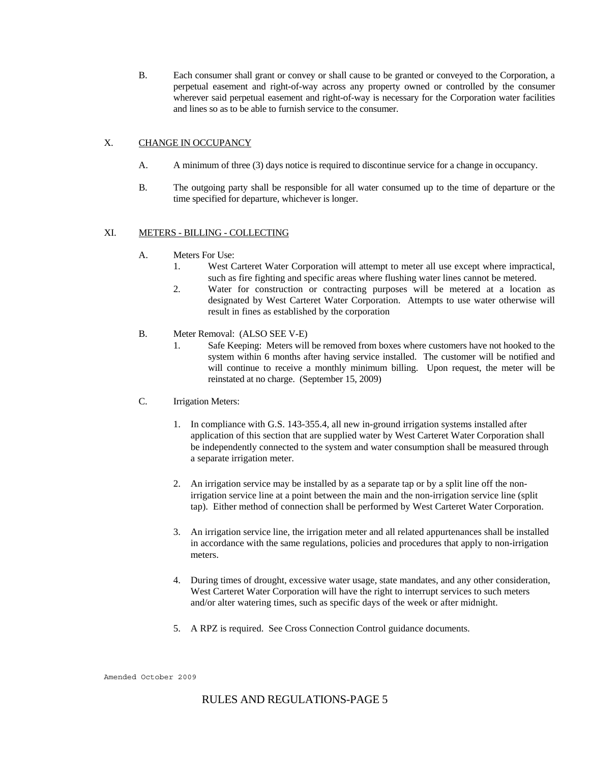B. Each consumer shall grant or convey or shall cause to be granted or conveyed to the Corporation, a perpetual easement and right-of-way across any property owned or controlled by the consumer wherever said perpetual easement and right-of-way is necessary for the Corporation water facilities and lines so as to be able to furnish service to the consumer.

## X. CHANGE IN OCCUPANCY

A. A minimum of three (3) days notice is required to discontinue service for a change in occupancy.

B. The outgoing party shall be responsible for all water consumed up to the time of departure or the time specified for departure, whichever is longer.

## XI. METERS - BILLING - COLLECTING

A. Meters For Use:

1. West Carteret Water Corporation will attempt to meter all use except where impractical, such as fire fighting and specific areas where flushing water lines cannot be metered.
2. Water for construction or contracting purposes will be metered at a location as designated by West Carteret Water Corporation. Attempts to use water otherwise will result in fines as established by the corporation

B. Meter Removal: (ALSO SEE V-E)

1. Safe Keeping: Meters will be removed from boxes where customers have not hooked to the system within 6 months after having service installed. The customer will be notified and will continue to receive a monthly minimum billing. Upon request, the meter will be reinstated at no charge. (September 15, 2009)

C. Irrigation Meters:

1. In compliance with G.S. 143-355.4, all new in-ground irrigation systems installed after application of this section that are supplied water by West Carteret Water Corporation shall be independently connected to the system and water consumption shall be measured through a separate irrigation meter.

2. An irrigation service may be installed by as a separate tap or by a split line off the non-irrigation service line at a point between the main and the non-irrigation service line (split tap). Either method of connection shall be performed by West Carteret Water Corporation.

3. An irrigation service line, the irrigation meter and all related appurtenances shall be installed in accordance with the same regulations, policies and procedures that apply to non-irrigation meters.

4. During times of drought, excessive water usage, state mandates, and any other consideration, West Carteret Water Corporation will have the right to interrupt services to such meters and/or alter watering times, such as specific days of the week or after midnight.

5. A RPZ is required. See Cross Connection Control guidance documents.

Amended October 2009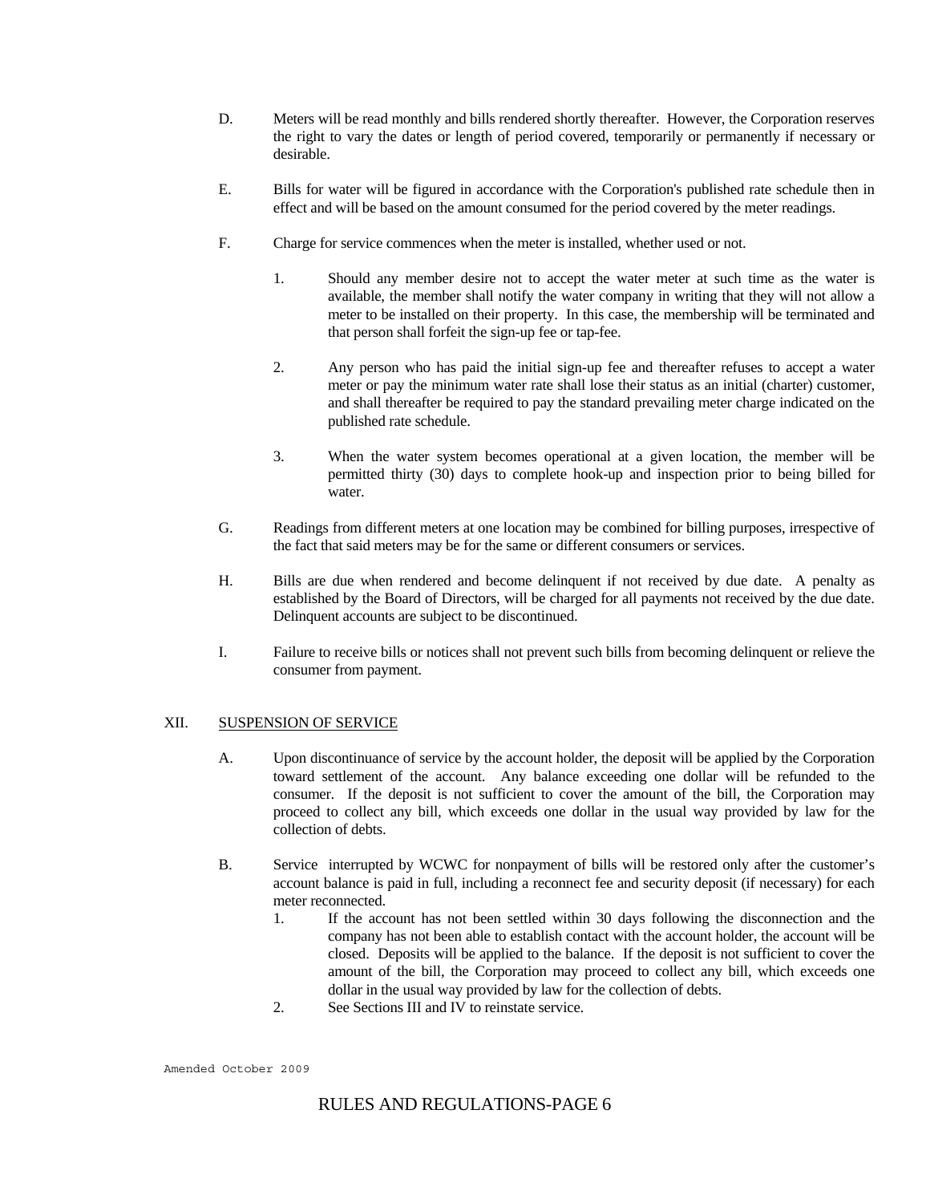D. Meters will be read monthly and bills rendered shortly thereafter. However, the Corporation reserves the right to vary the dates or length of period covered, temporarily or permanently if necessary or desirable.

E. Bills for water will be figured in accordance with the Corporation's published rate schedule then in effect and will be based on the amount consumed for the period covered by the meter readings.

F. Charge for service commences when the meter is installed, whether used or not.

1. Should any member desire not to accept the water meter at such time as the water is available, the member shall notify the water company in writing that they will not allow a meter to be installed on their property. In this case, the membership will be terminated and that person shall forfeit the sign-up fee or tap-fee.

2. Any person who has paid the initial sign-up fee and thereafter refuses to accept a water meter or pay the minimum water rate shall lose their status as an initial (charter) customer, and shall thereafter be required to pay the standard prevailing meter charge indicated on the published rate schedule.

3. When the water system becomes operational at a given location, the member will be permitted thirty (30) days to complete hook-up and inspection prior to being billed for water.

G. Readings from different meters at one location may be combined for billing purposes, irrespective of the fact that said meters may be for the same or different consumers or services.

H. Bills are due when rendered and become delinquent if not received by due date. A penalty as established by the Board of Directors, will be charged for all payments not received by the due date. Delinquent accounts are subject to be discontinued.

I. Failure to receive bills or notices shall not prevent such bills from becoming delinquent or relieve the consumer from payment.

## XII. SUSPENSION OF SERVICE

A. Upon discontinuance of service by the account holder, the deposit will be applied by the Corporation toward settlement of the account. Any balance exceeding one dollar will be refunded to the consumer. If the deposit is not sufficient to cover the amount of the bill, the Corporation may proceed to collect any bill, which exceeds one dollar in the usual way provided by law for the collection of debts.

B. Service interrupted by WCWC for nonpayment of bills will be restored only after the customer's account balance is paid in full, including a reconnect fee and security deposit (if necessary) for each meter reconnected.

1. If the account has not been settled within 30 days following the disconnection and the company has not been able to establish contact with the account holder, the account will be closed. Deposits will be applied to the balance. If the deposit is not sufficient to cover the amount of the bill, the Corporation may proceed to collect any bill, which exceeds one dollar in the usual way provided by law for the collection of debts.
2. See Sections III and IV to reinstate service.

Amended October 2009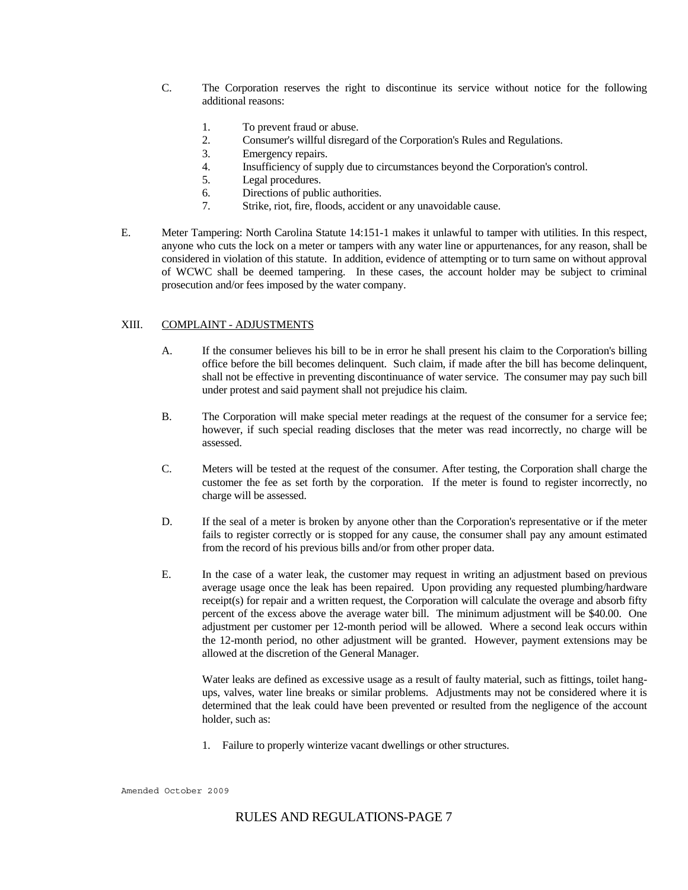C. The Corporation reserves the right to discontinue its service without notice for the following additional reasons:

1. To prevent fraud or abuse.
2. Consumer's willful disregard of the Corporation's Rules and Regulations.
3. Emergency repairs.
4. Insufficiency of supply due to circumstances beyond the Corporation's control.
5. Legal procedures.
6. Directions of public authorities.
7. Strike, riot, fire, floods, accident or any unavoidable cause.

E. Meter Tampering: North Carolina Statute 14:151-1 makes it unlawful to tamper with utilities. In this respect, anyone who cuts the lock on a meter or tampers with any water line or appurtenances, for any reason, shall be considered in violation of this statute. In addition, evidence of attempting or to turn same on without approval of WCWC shall be deemed tampering. In these cases, the account holder may be subject to criminal prosecution and/or fees imposed by the water company.

## XIII. COMPLAINT - ADJUSTMENTS

A. If the consumer believes his bill to be in error he shall present his claim to the Corporation's billing office before the bill becomes delinquent. Such claim, if made after the bill has become delinquent, shall not be effective in preventing discontinuance of water service. The consumer may pay such bill under protest and said payment shall not prejudice his claim.

B. The Corporation will make special meter readings at the request of the consumer for a service fee; however, if such special reading discloses that the meter was read incorrectly, no charge will be assessed.

C. Meters will be tested at the request of the consumer. After testing, the Corporation shall charge the customer the fee as set forth by the corporation. If the meter is found to register incorrectly, no charge will be assessed.

D. If the seal of a meter is broken by anyone other than the Corporation's representative or if the meter fails to register correctly or is stopped for any cause, the consumer shall pay any amount estimated from the record of his previous bills and/or from other proper data.

E. In the case of a water leak, the customer may request in writing an adjustment based on previous average usage once the leak has been repaired. Upon providing any requested plumbing/hardware receipt(s) for repair and a written request, the Corporation will calculate the overage and absorb fifty percent of the excess above the average water bill. The minimum adjustment will be $40.00. One adjustment per customer per 12-month period will be allowed. Where a second leak occurs within the 12-month period, no other adjustment will be granted. However, payment extensions may be allowed at the discretion of the General Manager.

Water leaks are defined as excessive usage as a result of faulty material, such as fittings, toilet hang-ups, valves, water line breaks or similar problems. Adjustments may not be considered where it is determined that the leak could have been prevented or resulted from the negligence of the account holder, such as:

1. Failure to properly winterize vacant dwellings or other structures.

Amended October 2009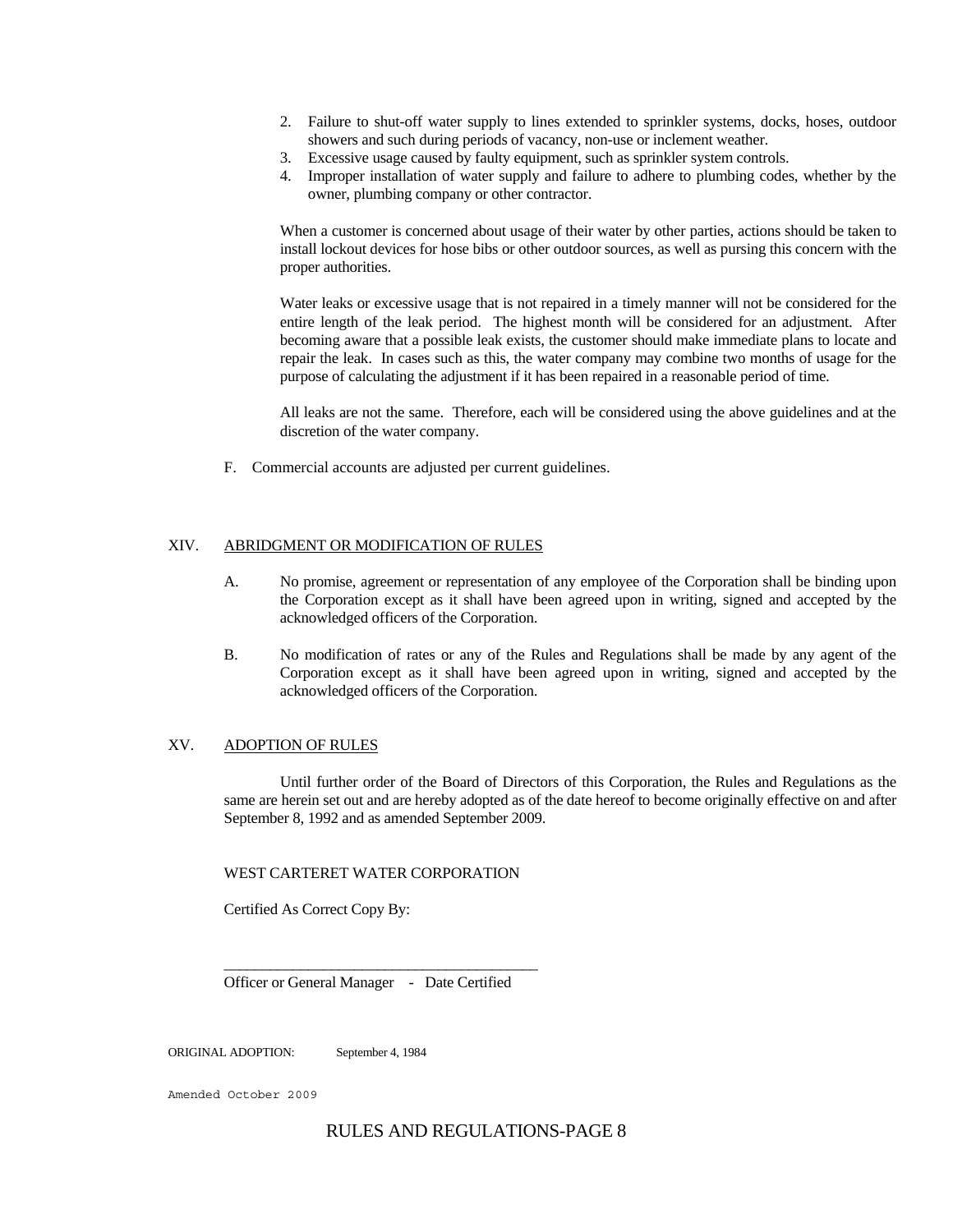2. Failure to shut-off water supply to lines extended to sprinkler systems, docks, hoses, outdoor showers and such during periods of vacancy, non-use or inclement weather.
3. Excessive usage caused by faulty equipment, such as sprinkler system controls.
4. Improper installation of water supply and failure to adhere to plumbing codes, whether by the owner, plumbing company or other contractor.

When a customer is concerned about usage of their water by other parties, actions should be taken to install lockout devices for hose bibs or other outdoor sources, as well as pursing this concern with the proper authorities.

Water leaks or excessive usage that is not repaired in a timely manner will not be considered for the entire length of the leak period. The highest month will be considered for an adjustment. After becoming aware that a possible leak exists, the customer should make immediate plans to locate and repair the leak. In cases such as this, the water company may combine two months of usage for the purpose of calculating the adjustment if it has been repaired in a reasonable period of time.

All leaks are not the same. Therefore, each will be considered using the above guidelines and at the discretion of the water company.

F. Commercial accounts are adjusted per current guidelines.

## XIV. ABRIDGMENT OR MODIFICATION OF RULES

A. No promise, agreement or representation of any employee of the Corporation shall be binding upon the Corporation except as it shall have been agreed upon in writing, signed and accepted by the acknowledged officers of the Corporation.

B. No modification of rates or any of the Rules and Regulations shall be made by any agent of the Corporation except as it shall have been agreed upon in writing, signed and accepted by the acknowledged officers of the Corporation.

## XV. ADOPTION OF RULES

Until further order of the Board of Directors of this Corporation, the Rules and Regulations as the same are herein set out and are hereby adopted as of the date hereof to become originally effective on and after September 8, 1992 and as amended September 2009.

WEST CARTERET WATER CORPORATION

Certified As Correct Copy By:

\_\_\_\_\_\_\_\_\_\_\_\_\_\_\_\_\_\_\_\_\_\_\_\_\_\_\_\_\_\_\_\_\_\_\_\_\_\_\_\_

Officer or General Manager - Date Certified

ORIGINAL ADOPTION: September 4, 1984

Amended October 2009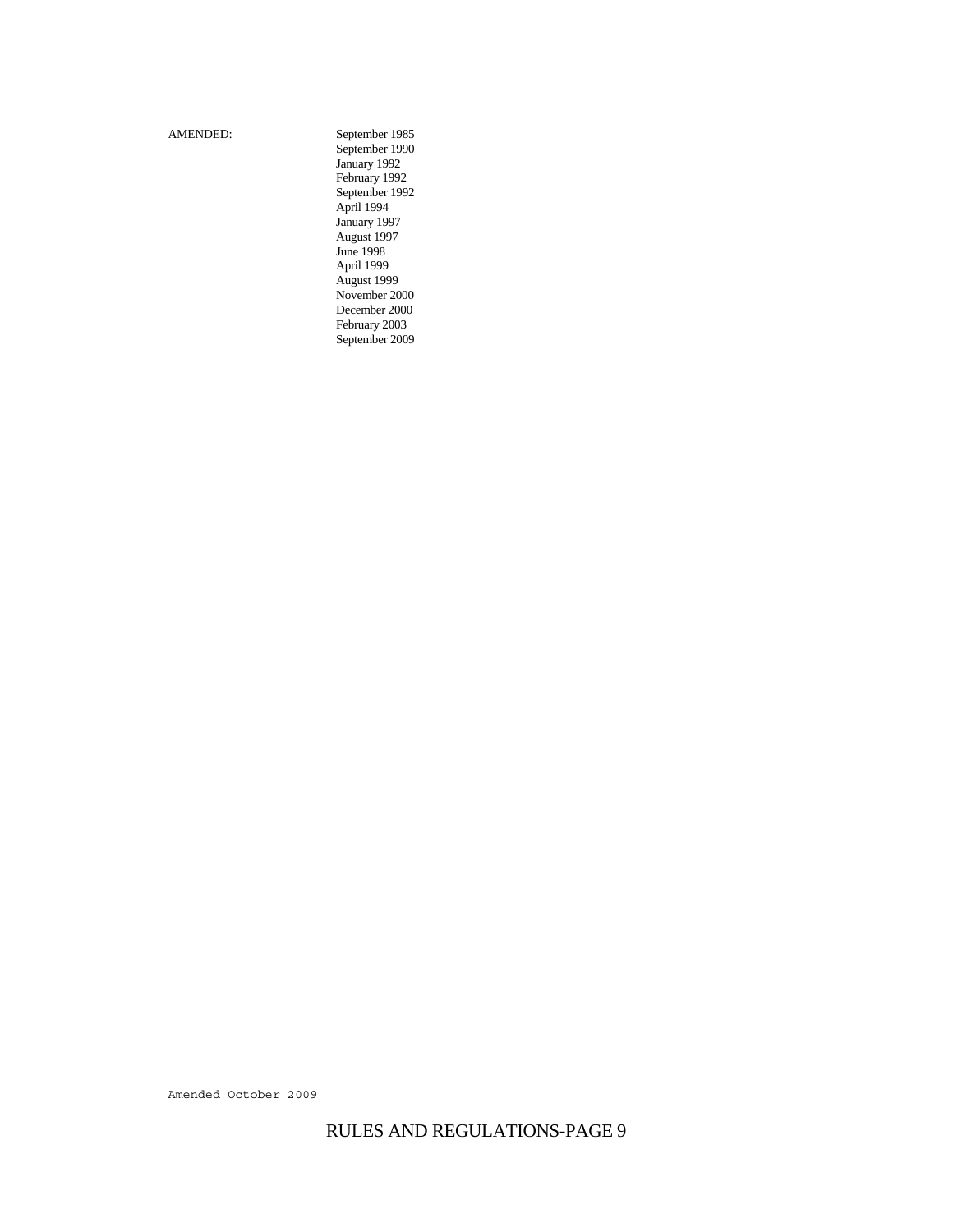AMENDED:

September 1985
September 1990
January 1992
February 1992
September 1992
April 1994
January 1997
August 1997
June 1998
April 1999
August 1999
November 2000
December 2000
February 2003
September 2009